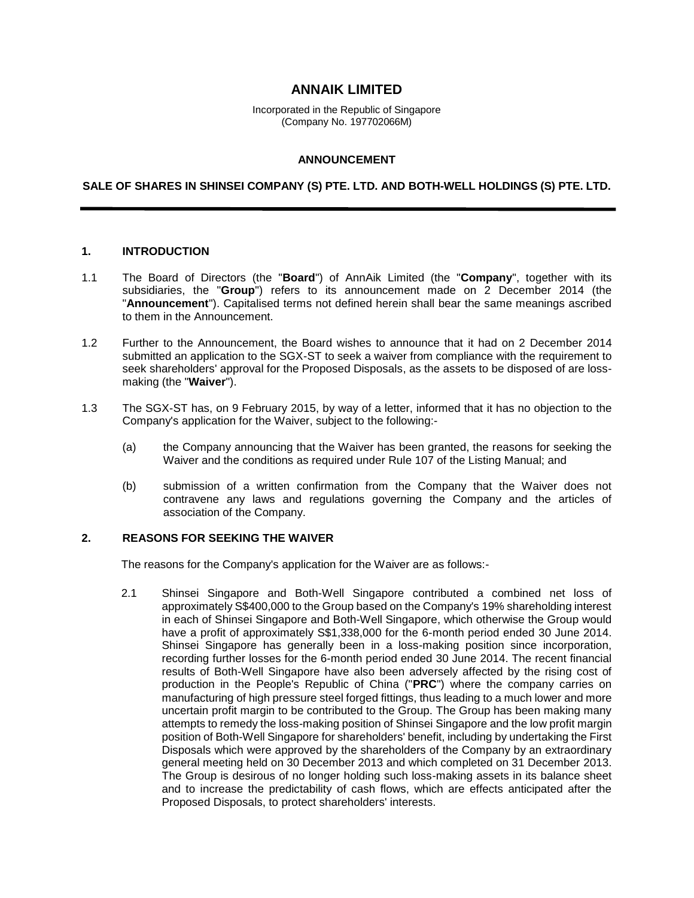# ANNAIK LIMITED

Incorporated in the Republic of Singapore
(Company No. 197702066M)

**ANNOUNCEMENT**

**SALE OF SHARES IN SHINSEI COMPANY (S) PTE. LTD. AND BOTH-WELL HOLDINGS (S) PTE. LTD.**

---

## 1. INTRODUCTION

1.1 The Board of Directors (the "**Board**") of AnnAik Limited (the "**Company**", together with its subsidiaries, the "**Group**") refers to its announcement made on 2 December 2014 (the "**Announcement**"). Capitalised terms not defined herein shall bear the same meanings ascribed to them in the Announcement.

1.2 Further to the Announcement, the Board wishes to announce that it had on 2 December 2014 submitted an application to the SGX-ST to seek a waiver from compliance with the requirement to seek shareholders' approval for the Proposed Disposals, as the assets to be disposed of are loss-making (the "**Waiver**").

1.3 The SGX-ST has, on 9 February 2015, by way of a letter, informed that it has no objection to the Company's application for the Waiver, subject to the following:-

(a) the Company announcing that the Waiver has been granted, the reasons for seeking the Waiver and the conditions as required under Rule 107 of the Listing Manual; and

(b) submission of a written confirmation from the Company that the Waiver does not contravene any laws and regulations governing the Company and the articles of association of the Company.

## 2. REASONS FOR SEEKING THE WAIVER

The reasons for the Company's application for the Waiver are as follows:-

2.1 Shinsei Singapore and Both-Well Singapore contributed a combined net loss of approximately S$400,000 to the Group based on the Company's 19% shareholding interest in each of Shinsei Singapore and Both-Well Singapore, which otherwise the Group would have a profit of approximately S$1,338,000 for the 6-month period ended 30 June 2014. Shinsei Singapore has generally been in a loss-making position since incorporation, recording further losses for the 6-month period ended 30 June 2014. The recent financial results of Both-Well Singapore have also been adversely affected by the rising cost of production in the People's Republic of China ("**PRC**") where the company carries on manufacturing of high pressure steel forged fittings, thus leading to a much lower and more uncertain profit margin to be contributed to the Group. The Group has been making many attempts to remedy the loss-making position of Shinsei Singapore and the low profit margin position of Both-Well Singapore for shareholders' benefit, including by undertaking the First Disposals which were approved by the shareholders of the Company by an extraordinary general meeting held on 30 December 2013 and which completed on 31 December 2013. The Group is desirous of no longer holding such loss-making assets in its balance sheet and to increase the predictability of cash flows, which are effects anticipated after the Proposed Disposals, to protect shareholders' interests.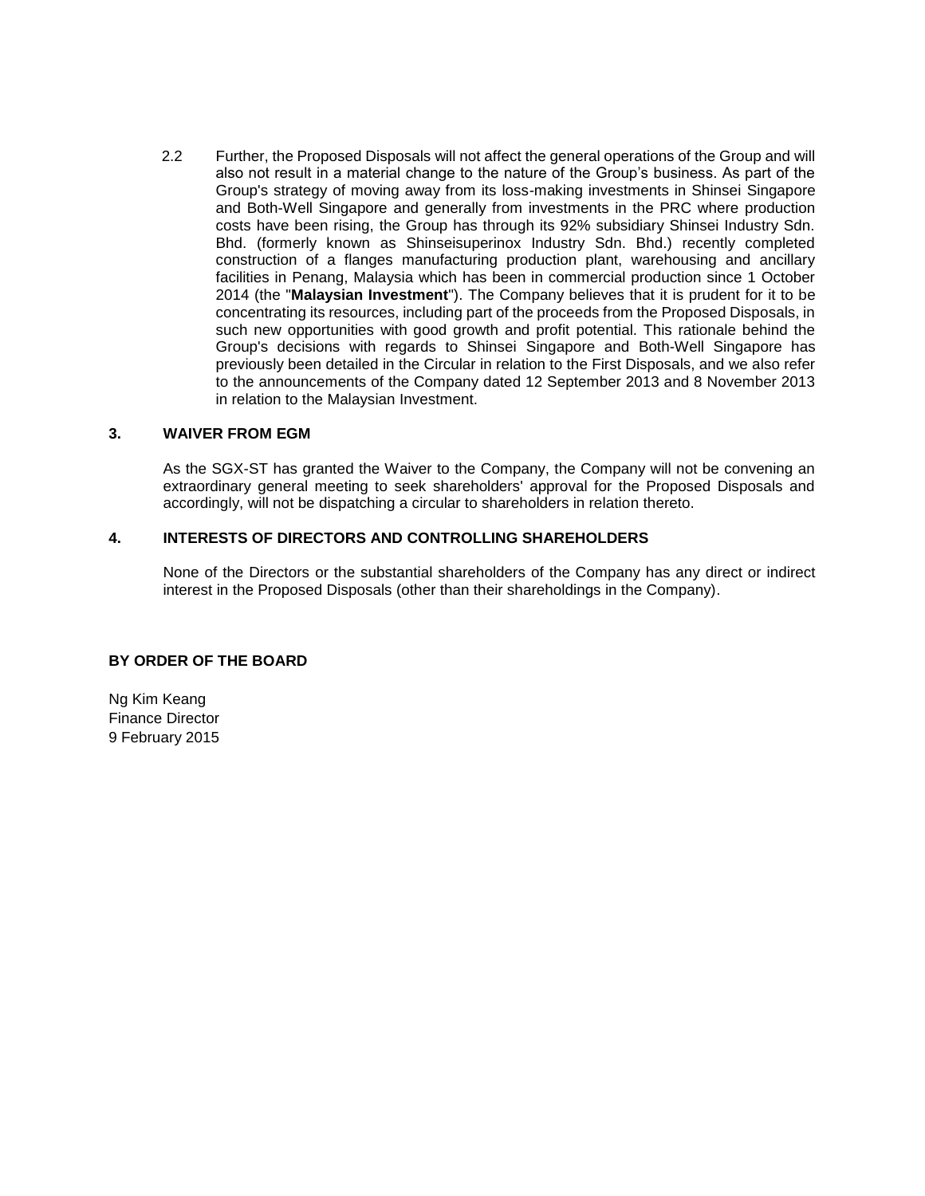2.2 Further, the Proposed Disposals will not affect the general operations of the Group and will also not result in a material change to the nature of the Group's business. As part of the Group's strategy of moving away from its loss-making investments in Shinsei Singapore and Both-Well Singapore and generally from investments in the PRC where production costs have been rising, the Group has through its 92% subsidiary Shinsei Industry Sdn. Bhd. (formerly known as Shinseisuperinox Industry Sdn. Bhd.) recently completed construction of a flanges manufacturing production plant, warehousing and ancillary facilities in Penang, Malaysia which has been in commercial production since 1 October 2014 (the "**Malaysian Investment**"). The Company believes that it is prudent for it to be concentrating its resources, including part of the proceeds from the Proposed Disposals, in such new opportunities with good growth and profit potential. This rationale behind the Group's decisions with regards to Shinsei Singapore and Both-Well Singapore has previously been detailed in the Circular in relation to the First Disposals, and we also refer to the announcements of the Company dated 12 September 2013 and 8 November 2013 in relation to the Malaysian Investment.

## 3. WAIVER FROM EGM

As the SGX-ST has granted the Waiver to the Company, the Company will not be convening an extraordinary general meeting to seek shareholders' approval for the Proposed Disposals and accordingly, will not be dispatching a circular to shareholders in relation thereto.

## 4. INTERESTS OF DIRECTORS AND CONTROLLING SHAREHOLDERS

None of the Directors or the substantial shareholders of the Company has any direct or indirect interest in the Proposed Disposals (other than their shareholdings in the Company).

**BY ORDER OF THE BOARD**

Ng Kim Keang
Finance Director
9 February 2015